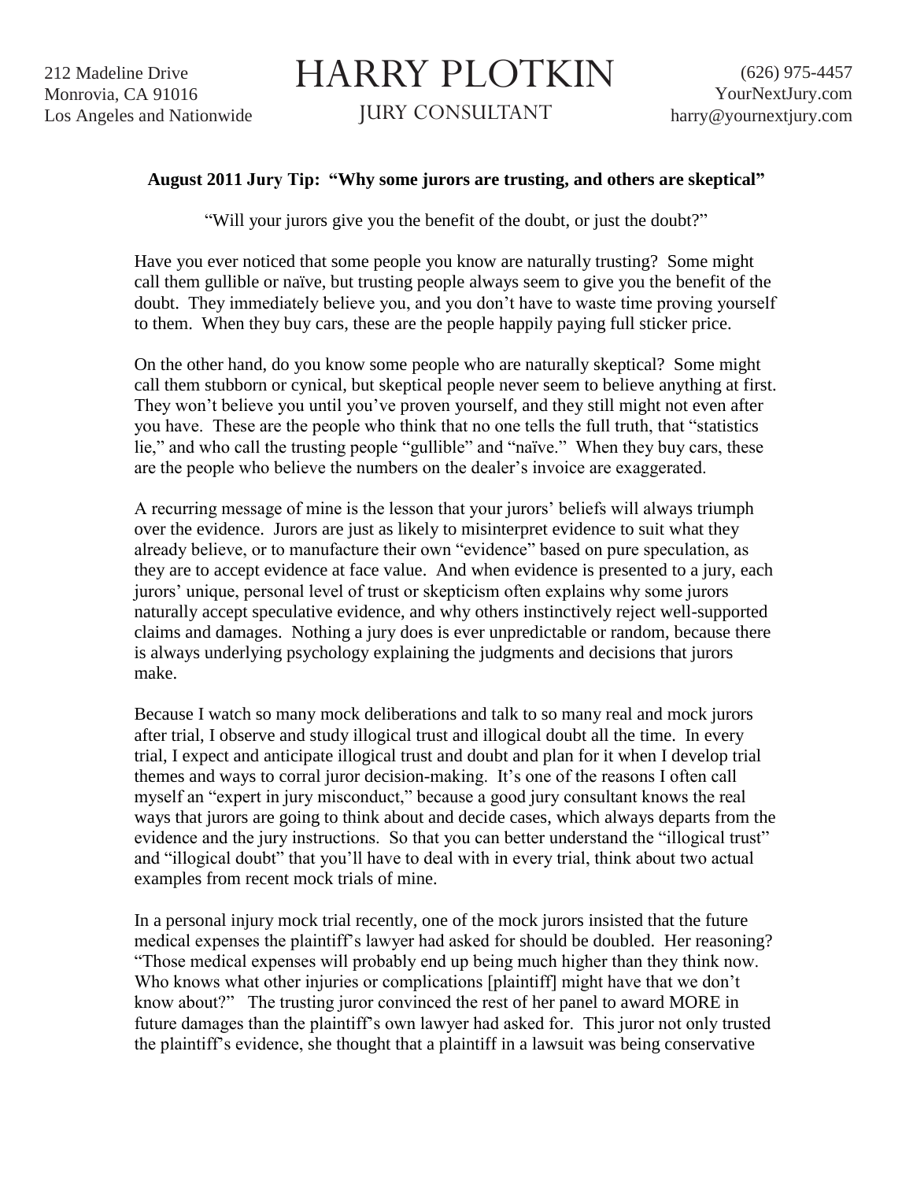212 Madeline Drive
Monrovia, CA 91016
Los Angeles and Nationwide

# HARRY PLOTKIN

JURY CONSULTANT

(626) 975-4457
YourNextJury.com
harry@yournextjury.com

**August 2011 Jury Tip: "Why some jurors are trusting, and others are skeptical"**

"Will your jurors give you the benefit of the doubt, or just the doubt?"

Have you ever noticed that some people you know are naturally trusting? Some might call them gullible or naïve, but trusting people always seem to give you the benefit of the doubt. They immediately believe you, and you don't have to waste time proving yourself to them. When they buy cars, these are the people happily paying full sticker price.

On the other hand, do you know some people who are naturally skeptical? Some might call them stubborn or cynical, but skeptical people never seem to believe anything at first. They won't believe you until you've proven yourself, and they still might not even after you have. These are the people who think that no one tells the full truth, that "statistics lie," and who call the trusting people "gullible" and "naïve." When they buy cars, these are the people who believe the numbers on the dealer's invoice are exaggerated.

A recurring message of mine is the lesson that your jurors' beliefs will always triumph over the evidence. Jurors are just as likely to misinterpret evidence to suit what they already believe, or to manufacture their own "evidence" based on pure speculation, as they are to accept evidence at face value. And when evidence is presented to a jury, each jurors' unique, personal level of trust or skepticism often explains why some jurors naturally accept speculative evidence, and why others instinctively reject well-supported claims and damages. Nothing a jury does is ever unpredictable or random, because there is always underlying psychology explaining the judgments and decisions that jurors make.

Because I watch so many mock deliberations and talk to so many real and mock jurors after trial, I observe and study illogical trust and illogical doubt all the time. In every trial, I expect and anticipate illogical trust and doubt and plan for it when I develop trial themes and ways to corral juror decision-making. It's one of the reasons I often call myself an "expert in jury misconduct," because a good jury consultant knows the real ways that jurors are going to think about and decide cases, which always departs from the evidence and the jury instructions. So that you can better understand the "illogical trust" and "illogical doubt" that you'll have to deal with in every trial, think about two actual examples from recent mock trials of mine.

In a personal injury mock trial recently, one of the mock jurors insisted that the future medical expenses the plaintiff's lawyer had asked for should be doubled. Her reasoning? "Those medical expenses will probably end up being much higher than they think now. Who knows what other injuries or complications [plaintiff] might have that we don't know about?" The trusting juror convinced the rest of her panel to award MORE in future damages than the plaintiff's own lawyer had asked for. This juror not only trusted the plaintiff's evidence, she thought that a plaintiff in a lawsuit was being conservative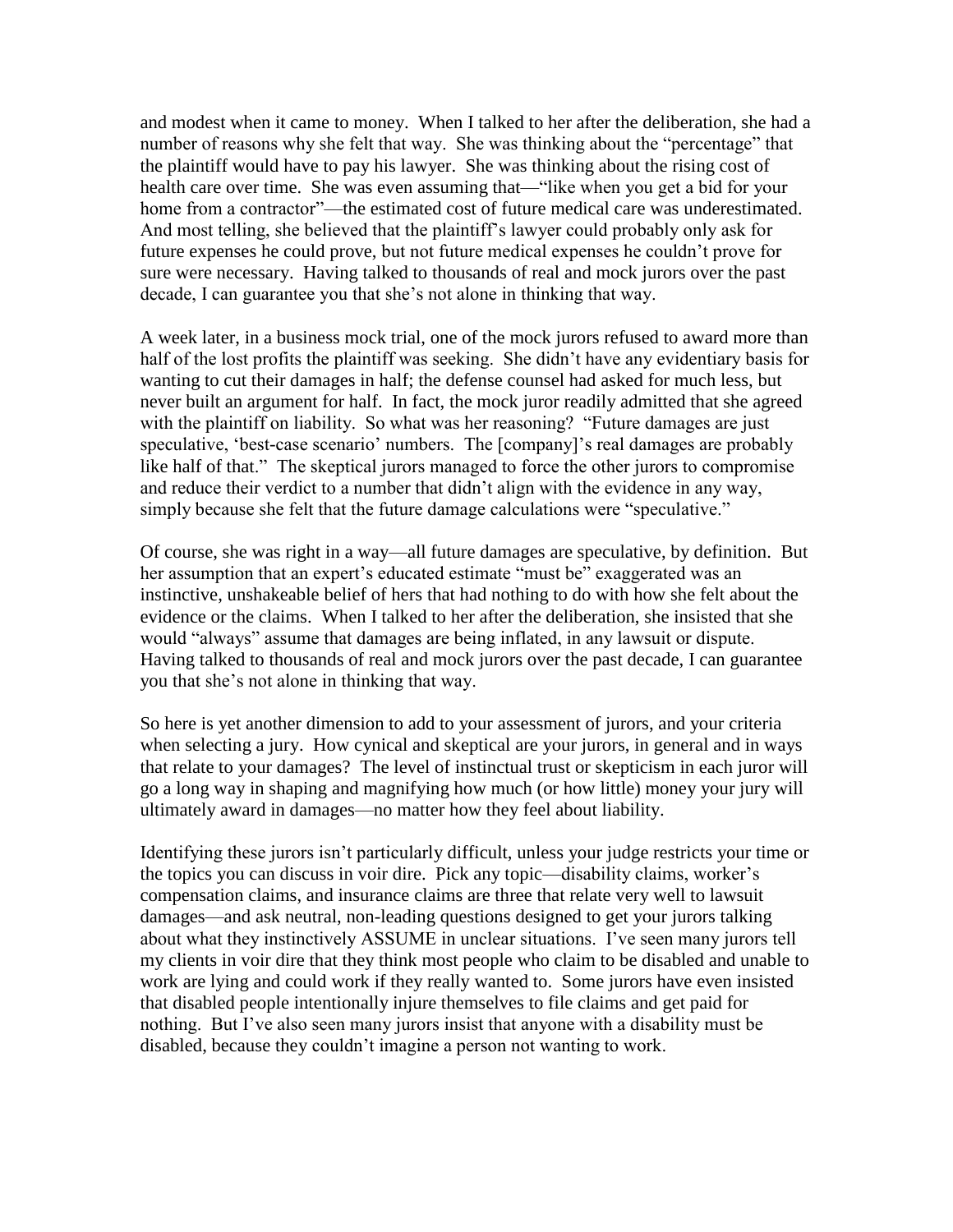and modest when it came to money. When I talked to her after the deliberation, she had a number of reasons why she felt that way. She was thinking about the "percentage" that the plaintiff would have to pay his lawyer. She was thinking about the rising cost of health care over time. She was even assuming that—"like when you get a bid for your home from a contractor"—the estimated cost of future medical care was underestimated. And most telling, she believed that the plaintiff's lawyer could probably only ask for future expenses he could prove, but not future medical expenses he couldn't prove for sure were necessary. Having talked to thousands of real and mock jurors over the past decade, I can guarantee you that she's not alone in thinking that way.

A week later, in a business mock trial, one of the mock jurors refused to award more than half of the lost profits the plaintiff was seeking. She didn't have any evidentiary basis for wanting to cut their damages in half; the defense counsel had asked for much less, but never built an argument for half. In fact, the mock juror readily admitted that she agreed with the plaintiff on liability. So what was her reasoning? "Future damages are just speculative, 'best-case scenario' numbers. The [company]'s real damages are probably like half of that." The skeptical jurors managed to force the other jurors to compromise and reduce their verdict to a number that didn't align with the evidence in any way, simply because she felt that the future damage calculations were "speculative."

Of course, she was right in a way—all future damages are speculative, by definition. But her assumption that an expert's educated estimate "must be" exaggerated was an instinctive, unshakeable belief of hers that had nothing to do with how she felt about the evidence or the claims. When I talked to her after the deliberation, she insisted that she would "always" assume that damages are being inflated, in any lawsuit or dispute. Having talked to thousands of real and mock jurors over the past decade, I can guarantee you that she's not alone in thinking that way.

So here is yet another dimension to add to your assessment of jurors, and your criteria when selecting a jury. How cynical and skeptical are your jurors, in general and in ways that relate to your damages? The level of instinctual trust or skepticism in each juror will go a long way in shaping and magnifying how much (or how little) money your jury will ultimately award in damages—no matter how they feel about liability.

Identifying these jurors isn't particularly difficult, unless your judge restricts your time or the topics you can discuss in voir dire. Pick any topic—disability claims, worker's compensation claims, and insurance claims are three that relate very well to lawsuit damages—and ask neutral, non-leading questions designed to get your jurors talking about what they instinctively ASSUME in unclear situations. I've seen many jurors tell my clients in voir dire that they think most people who claim to be disabled and unable to work are lying and could work if they really wanted to. Some jurors have even insisted that disabled people intentionally injure themselves to file claims and get paid for nothing. But I've also seen many jurors insist that anyone with a disability must be disabled, because they couldn't imagine a person not wanting to work.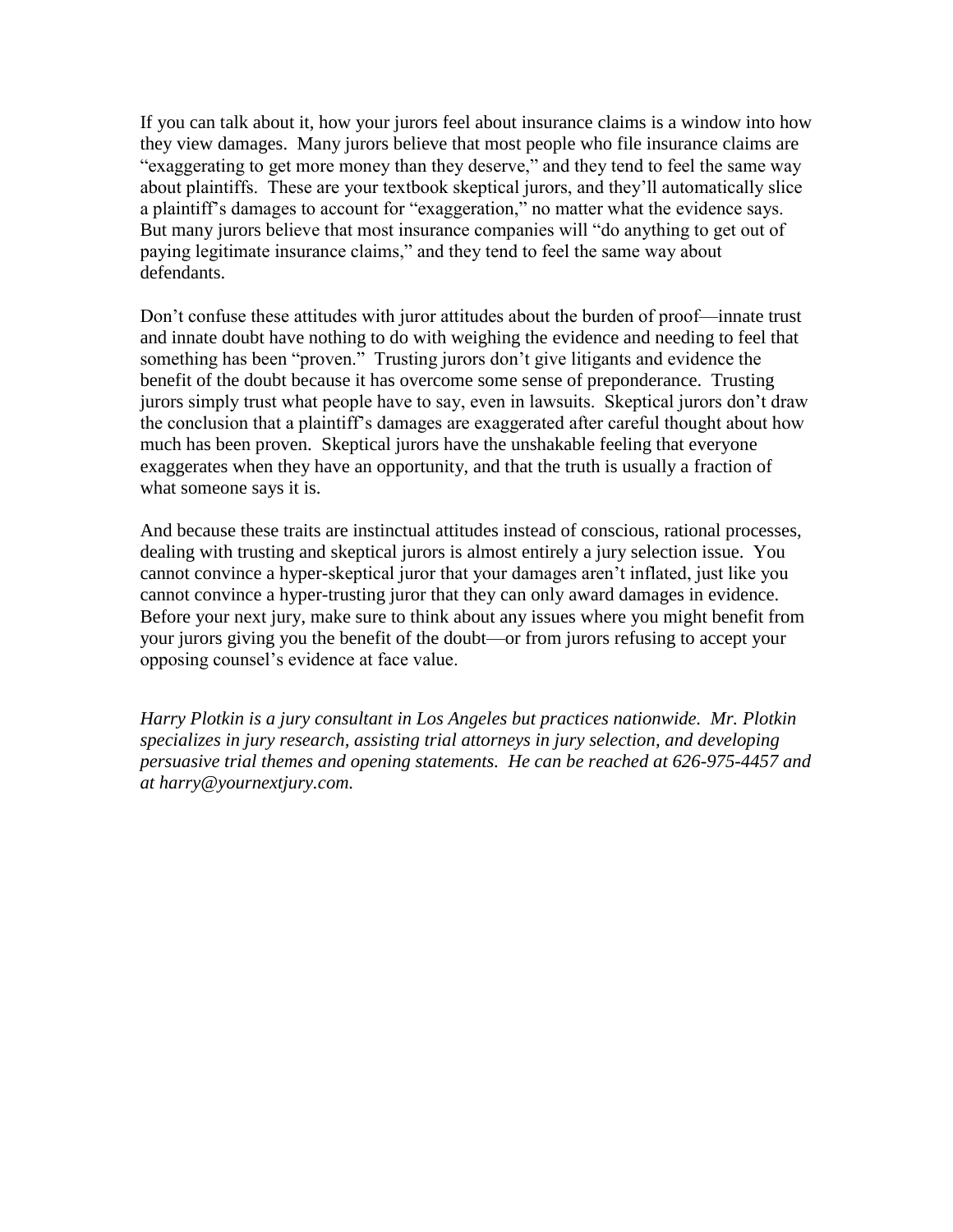If you can talk about it, how your jurors feel about insurance claims is a window into how they view damages. Many jurors believe that most people who file insurance claims are "exaggerating to get more money than they deserve," and they tend to feel the same way about plaintiffs. These are your textbook skeptical jurors, and they'll automatically slice a plaintiff's damages to account for "exaggeration," no matter what the evidence says. But many jurors believe that most insurance companies will "do anything to get out of paying legitimate insurance claims," and they tend to feel the same way about defendants.

Don't confuse these attitudes with juror attitudes about the burden of proof—innate trust and innate doubt have nothing to do with weighing the evidence and needing to feel that something has been "proven." Trusting jurors don't give litigants and evidence the benefit of the doubt because it has overcome some sense of preponderance. Trusting jurors simply trust what people have to say, even in lawsuits. Skeptical jurors don't draw the conclusion that a plaintiff's damages are exaggerated after careful thought about how much has been proven. Skeptical jurors have the unshakable feeling that everyone exaggerates when they have an opportunity, and that the truth is usually a fraction of what someone says it is.

And because these traits are instinctual attitudes instead of conscious, rational processes, dealing with trusting and skeptical jurors is almost entirely a jury selection issue. You cannot convince a hyper-skeptical juror that your damages aren't inflated, just like you cannot convince a hyper-trusting juror that they can only award damages in evidence. Before your next jury, make sure to think about any issues where you might benefit from your jurors giving you the benefit of the doubt—or from jurors refusing to accept your opposing counsel's evidence at face value.

*Harry Plotkin is a jury consultant in Los Angeles but practices nationwide. Mr. Plotkin specializes in jury research, assisting trial attorneys in jury selection, and developing persuasive trial themes and opening statements. He can be reached at 626-975-4457 and at harry@yournextjury.com.*